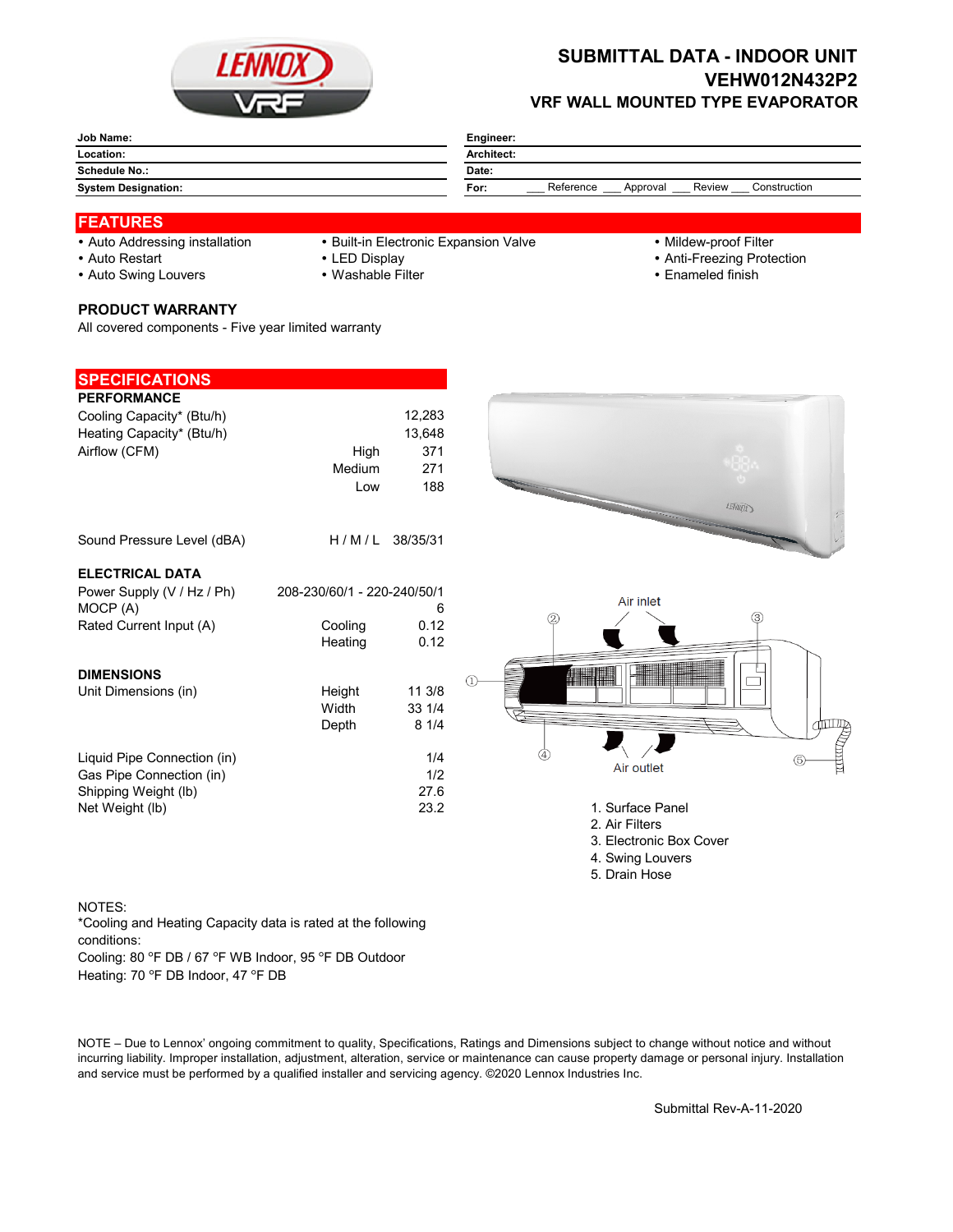# SUBMITTAL DATA - INDOOR UNIT
## VEHW012N432P2
### VRF WALL MOUNTED TYPE EVAPORATOR

| **Job Name:** | **Engineer:** |
|---|---|
| **Location:** | **Architect:** |
| **Schedule No.:** | **Date:** |
| **System Designation:** | **For:** ___ Reference ___ Approval ___ Review ___ Construction |

## FEATURES

- Auto Addressing installation
- Auto Restart
- Auto Swing Louvers
- Built-in Electronic Expansion Valve
- LED Display
- Washable Filter
- Mildew-proof Filter
- Anti-Freezing Protection
- Enameled finish

### PRODUCT WARRANTY

All covered components - Five year limited warranty

## SPECIFICATIONS

### PERFORMANCE

| | | |
|---|---|---|
| Cooling Capacity* (Btu/h) | | 12,283 |
| Heating Capacity* (Btu/h) | | 13,648 |
| Airflow (CFM) | High | 371 |
| | Medium | 271 |
| | Low | 188 |
| Sound Pressure Level (dBA) | H / M / L | 38/35/31 |

### ELECTRICAL DATA

| | | |
|---|---|---|
| Power Supply (V / Hz / Ph) | 208-230/60/1 - 220-240/50/1 | |
| MOCP (A) | | 6 |
| Rated Current Input (A) | Cooling | 0.12 |
| | Heating | 0.12 |

### DIMENSIONS

| | | |
|---|---|---|
| Unit Dimensions (in) | Height | 11 3/8 |
| | Width | 33 1/4 |
| | Depth | 8 1/4 |
| Liquid Pipe Connection (in) | | 1/4 |
| Gas Pipe Connection (in) | | 1/2 |
| Shipping Weight (lb) | | 27.6 |
| Net Weight (lb) | | 23.2 |

Air inlet

Air outlet

1. Surface Panel
2. Air Filters
3. Electronic Box Cover
4. Swing Louvers
5. Drain Hose

NOTES:
*Cooling and Heating Capacity data is rated at the following conditions:
Cooling: 80 °F DB / 67 °F WB Indoor, 95 °F DB Outdoor
Heating: 70 °F DB Indoor, 47 °F DB

NOTE – Due to Lennox' ongoing commitment to quality, Specifications, Ratings and Dimensions subject to change without notice and without incurring liability. Improper installation, adjustment, alteration, service or maintenance can cause property damage or personal injury. Installation and service must be performed by a qualified installer and servicing agency. ©2020 Lennox Industries Inc.

Submittal Rev-A-11-2020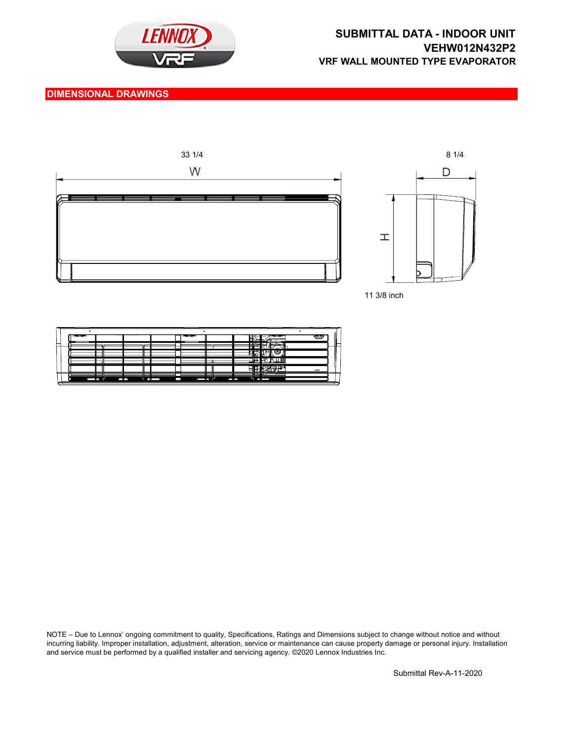# SUBMITTAL DATA - INDOOR UNIT
## VEHW012N432P2
### VRF WALL MOUNTED TYPE EVAPORATOR

## DIMENSIONAL DRAWINGS

33 1/4

W

8 1/4

D

H

11 3/8 inch

NOTE – Due to Lennox' ongoing commitment to quality, Specifications, Ratings and Dimensions subject to change without notice and without incurring liability. Improper installation, adjustment, alteration, service or maintenance can cause property damage or personal injury. Installation and service must be performed by a qualified installer and servicing agency. ©2020 Lennox Industries Inc.

Submittal Rev-A-11-2020